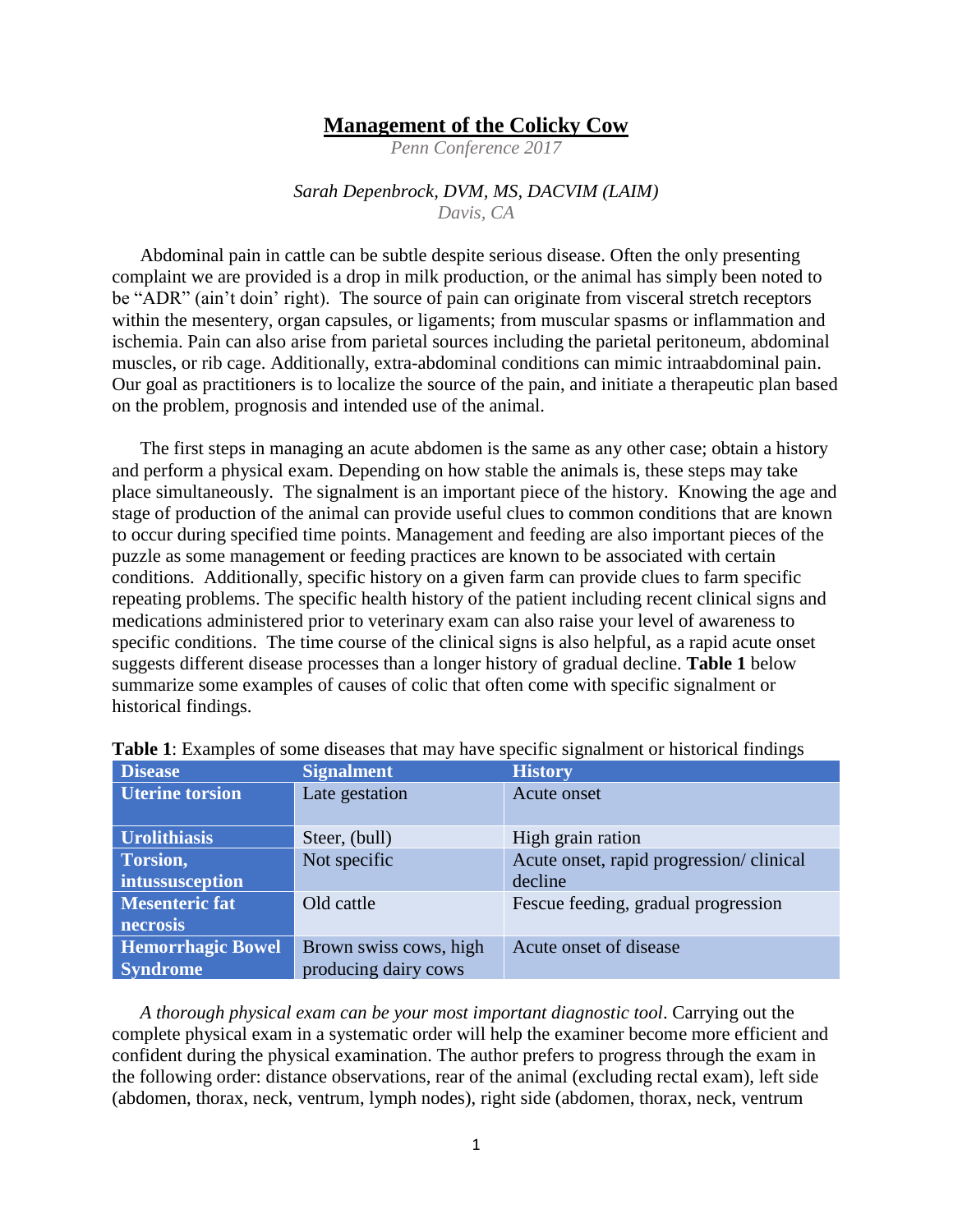# Management of the Colicky Cow

*Penn Conference 2017*

*Sarah Depenbrock, DVM, MS, DACVIM (LAIM)*
*Davis, CA*

Abdominal pain in cattle can be subtle despite serious disease. Often the only presenting complaint we are provided is a drop in milk production, or the animal has simply been noted to be "ADR" (ain't doin' right). The source of pain can originate from visceral stretch receptors within the mesentery, organ capsules, or ligaments; from muscular spasms or inflammation and ischemia. Pain can also arise from parietal sources including the parietal peritoneum, abdominal muscles, or rib cage. Additionally, extra-abdominal conditions can mimic intraabdominal pain. Our goal as practitioners is to localize the source of the pain, and initiate a therapeutic plan based on the problem, prognosis and intended use of the animal.

The first steps in managing an acute abdomen is the same as any other case; obtain a history and perform a physical exam. Depending on how stable the animals is, these steps may take place simultaneously. The signalment is an important piece of the history. Knowing the age and stage of production of the animal can provide useful clues to common conditions that are known to occur during specified time points. Management and feeding are also important pieces of the puzzle as some management or feeding practices are known to be associated with certain conditions. Additionally, specific history on a given farm can provide clues to farm specific repeating problems. The specific health history of the patient including recent clinical signs and medications administered prior to veterinary exam can also raise your level of awareness to specific conditions. The time course of the clinical signs is also helpful, as a rapid acute onset suggests different disease processes than a longer history of gradual decline. **Table 1** below summarize some examples of causes of colic that often come with specific signalment or historical findings.

**Table 1**: Examples of some diseases that may have specific signalment or historical findings

| Disease | Signalment | History |
|---|---|---|
| **Uterine torsion** | Late gestation | Acute onset |
| **Urolithiasis** | Steer, (bull) | High grain ration |
| **Torsion, intussusception** | Not specific | Acute onset, rapid progression/ clinical decline |
| **Mesenteric fat necrosis** | Old cattle | Fescue feeding, gradual progression |
| **Hemorrhagic Bowel Syndrome** | Brown swiss cows, high producing dairy cows | Acute onset of disease |

*A thorough physical exam can be your most important diagnostic tool*. Carrying out the complete physical exam in a systematic order will help the examiner become more efficient and confident during the physical examination. The author prefers to progress through the exam in the following order: distance observations, rear of the animal (excluding rectal exam), left side (abdomen, thorax, neck, ventrum, lymph nodes), right side (abdomen, thorax, neck, ventrum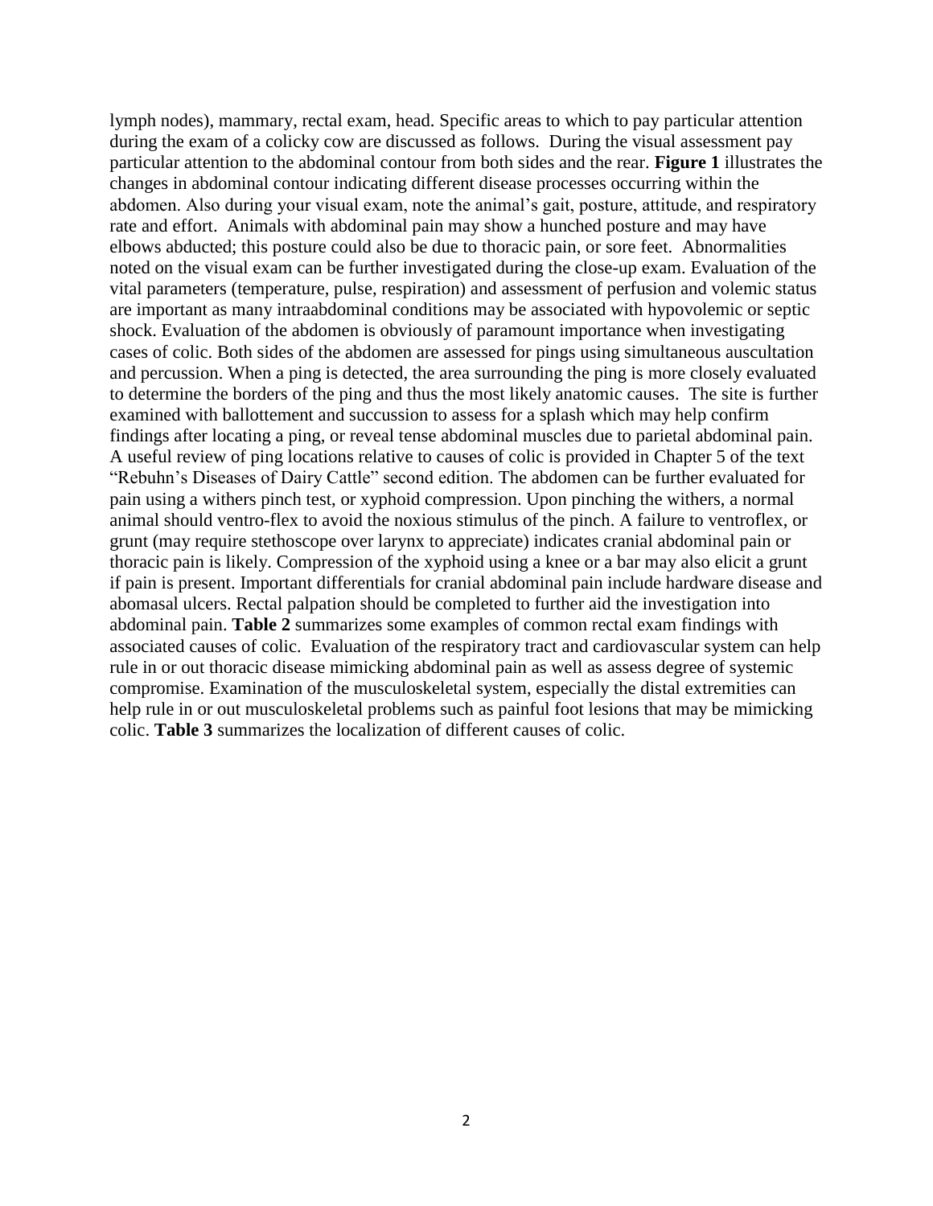lymph nodes), mammary, rectal exam, head. Specific areas to which to pay particular attention during the exam of a colicky cow are discussed as follows. During the visual assessment pay particular attention to the abdominal contour from both sides and the rear. **Figure 1** illustrates the changes in abdominal contour indicating different disease processes occurring within the abdomen. Also during your visual exam, note the animal's gait, posture, attitude, and respiratory rate and effort. Animals with abdominal pain may show a hunched posture and may have elbows abducted; this posture could also be due to thoracic pain, or sore feet. Abnormalities noted on the visual exam can be further investigated during the close-up exam. Evaluation of the vital parameters (temperature, pulse, respiration) and assessment of perfusion and volemic status are important as many intraabdominal conditions may be associated with hypovolemic or septic shock. Evaluation of the abdomen is obviously of paramount importance when investigating cases of colic. Both sides of the abdomen are assessed for pings using simultaneous auscultation and percussion. When a ping is detected, the area surrounding the ping is more closely evaluated to determine the borders of the ping and thus the most likely anatomic causes. The site is further examined with ballottement and succussion to assess for a splash which may help confirm findings after locating a ping, or reveal tense abdominal muscles due to parietal abdominal pain. A useful review of ping locations relative to causes of colic is provided in Chapter 5 of the text "Rebuhn's Diseases of Dairy Cattle" second edition. The abdomen can be further evaluated for pain using a withers pinch test, or xyphoid compression. Upon pinching the withers, a normal animal should ventro-flex to avoid the noxious stimulus of the pinch. A failure to ventroflex, or grunt (may require stethoscope over larynx to appreciate) indicates cranial abdominal pain or thoracic pain is likely. Compression of the xyphoid using a knee or a bar may also elicit a grunt if pain is present. Important differentials for cranial abdominal pain include hardware disease and abomasal ulcers. Rectal palpation should be completed to further aid the investigation into abdominal pain. **Table 2** summarizes some examples of common rectal exam findings with associated causes of colic. Evaluation of the respiratory tract and cardiovascular system can help rule in or out thoracic disease mimicking abdominal pain as well as assess degree of systemic compromise. Examination of the musculoskeletal system, especially the distal extremities can help rule in or out musculoskeletal problems such as painful foot lesions that may be mimicking colic. **Table 3** summarizes the localization of different causes of colic.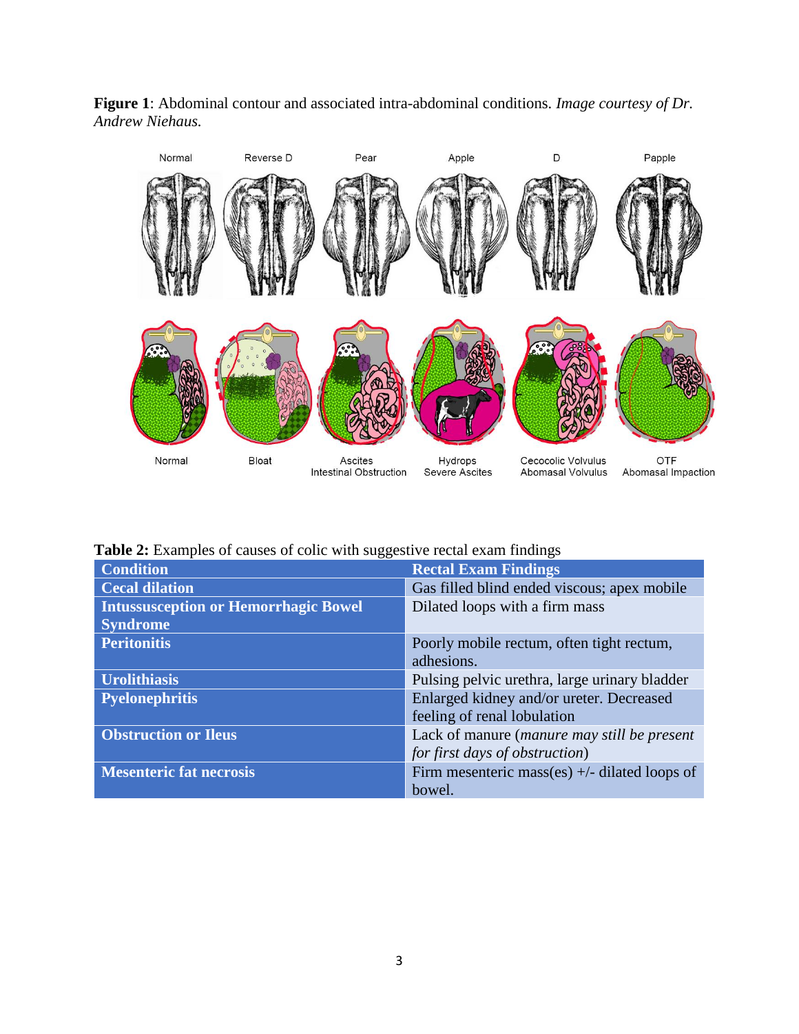**Figure 1**: Abdominal contour and associated intra-abdominal conditions. *Image courtesy of Dr. Andrew Niehaus.*

**Table 2:** Examples of causes of colic with suggestive rectal exam findings

| Condition | Rectal Exam Findings |
|---|---|
| **Cecal dilation** | Gas filled blind ended viscous; apex mobile |
| **Intussusception or Hemorrhagic Bowel Syndrome** | Dilated loops with a firm mass |
| **Peritonitis** | Poorly mobile rectum, often tight rectum, adhesions. |
| **Urolithiasis** | Pulsing pelvic urethra, large urinary bladder |
| **Pyelonephritis** | Enlarged kidney and/or ureter. Decreased feeling of renal lobulation |
| **Obstruction or Ileus** | Lack of manure (*manure may still be present for first days of obstruction*) |
| **Mesenteric fat necrosis** | Firm mesenteric mass(es) +/- dilated loops of bowel. |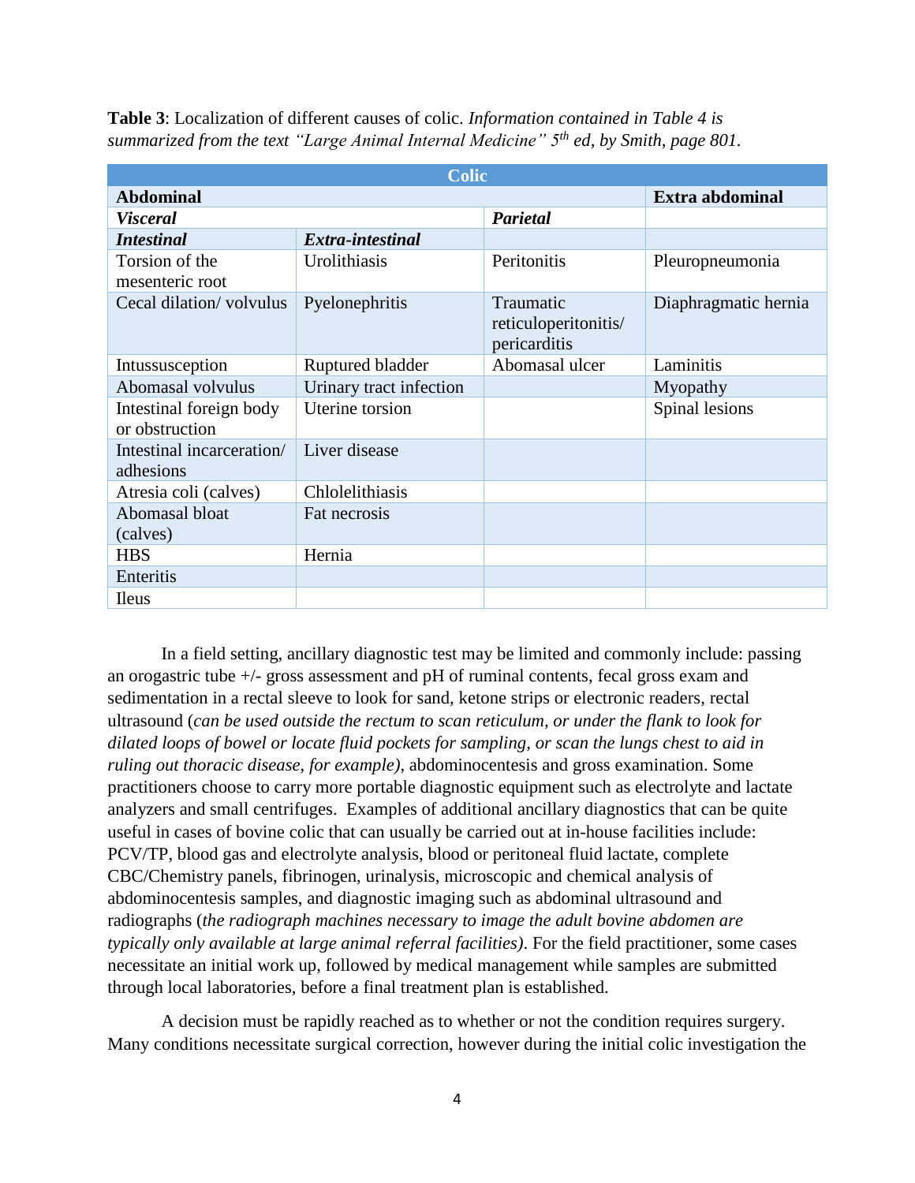**Table 3**: Localization of different causes of colic. *Information contained in Table 4 is summarized from the text "Large Animal Internal Medicine" 5th ed, by Smith, page 801.*

| Colic | | | |
|---|---|---|---|
| **Abdominal** | | | **Extra abdominal** |
| ***Visceral*** | | ***Parietal*** | |
| ***Intestinal*** | ***Extra-intestinal*** | | |
| Torsion of the mesenteric root | Urolithiasis | Peritonitis | Pleuropneumonia |
| Cecal dilation/ volvulus | Pyelonephritis | Traumatic reticuloperitonitis/ pericarditis | Diaphragmatic hernia |
| Intussusception | Ruptured bladder | Abomasal ulcer | Laminitis |
| Abomasal volvulus | Urinary tract infection | | Myopathy |
| Intestinal foreign body or obstruction | Uterine torsion | | Spinal lesions |
| Intestinal incarceration/ adhesions | Liver disease | | |
| Atresia coli (calves) | Chlolelithiasis | | |
| Abomasal bloat (calves) | Fat necrosis | | |
| HBS | Hernia | | |
| Enteritis | | | |
| Ileus | | | |

In a field setting, ancillary diagnostic test may be limited and commonly include: passing an orogastric tube +/- gross assessment and pH of ruminal contents, fecal gross exam and sedimentation in a rectal sleeve to look for sand, ketone strips or electronic readers, rectal ultrasound (*can be used outside the rectum to scan reticulum, or under the flank to look for dilated loops of bowel or locate fluid pockets for sampling, or scan the lungs chest to aid in ruling out thoracic disease, for example),* abdominocentesis and gross examination. Some practitioners choose to carry more portable diagnostic equipment such as electrolyte and lactate analyzers and small centrifuges. Examples of additional ancillary diagnostics that can be quite useful in cases of bovine colic that can usually be carried out at in-house facilities include: PCV/TP, blood gas and electrolyte analysis, blood or peritoneal fluid lactate, complete CBC/Chemistry panels, fibrinogen, urinalysis, microscopic and chemical analysis of abdominocentesis samples, and diagnostic imaging such as abdominal ultrasound and radiographs (*the radiograph machines necessary to image the adult bovine abdomen are typically only available at large animal referral facilities)*. For the field practitioner, some cases necessitate an initial work up, followed by medical management while samples are submitted through local laboratories, before a final treatment plan is established.

A decision must be rapidly reached as to whether or not the condition requires surgery. Many conditions necessitate surgical correction, however during the initial colic investigation the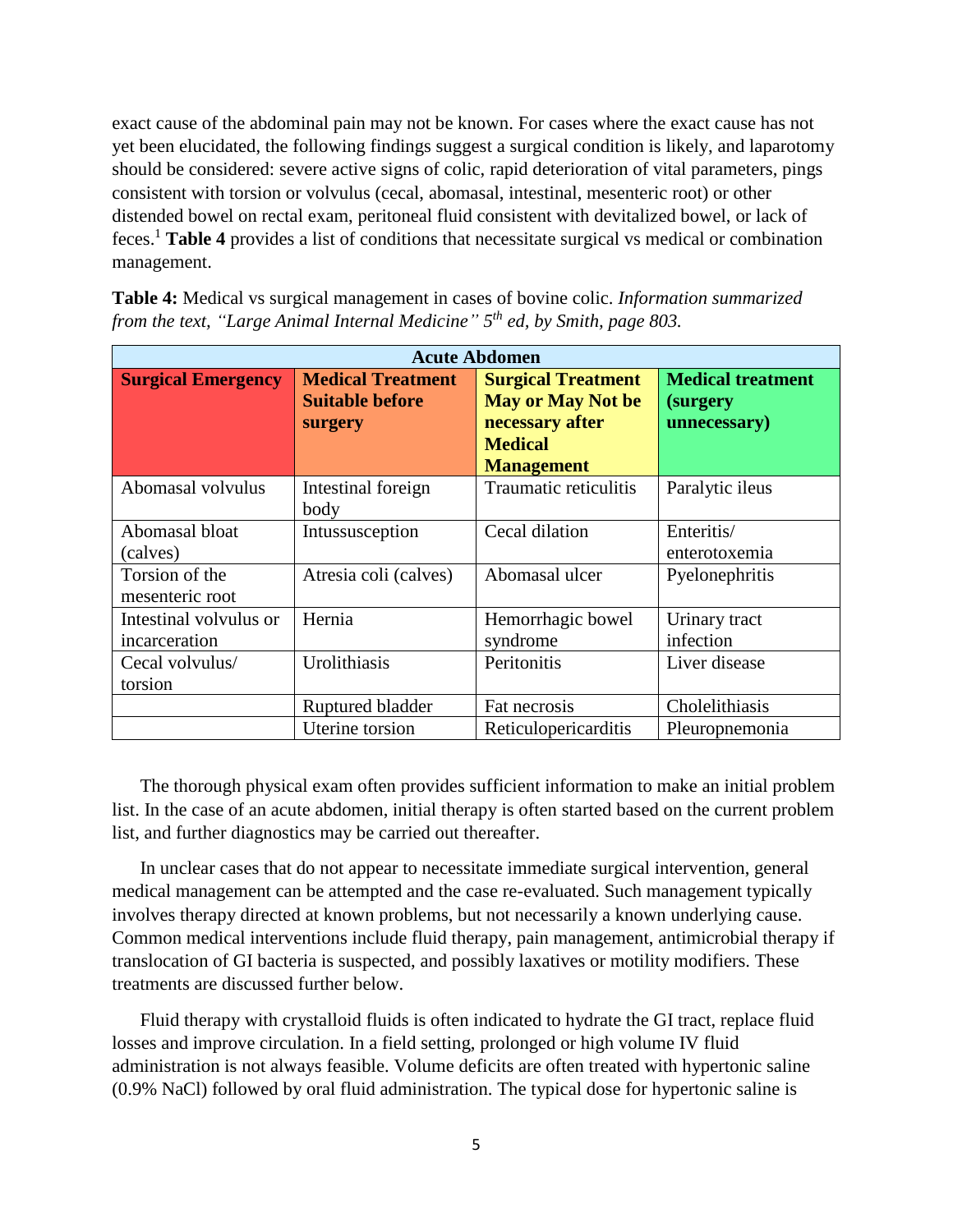exact cause of the abdominal pain may not be known. For cases where the exact cause has not yet been elucidated, the following findings suggest a surgical condition is likely, and laparotomy should be considered: severe active signs of colic, rapid deterioration of vital parameters, pings consistent with torsion or volvulus (cecal, abomasal, intestinal, mesenteric root) or other distended bowel on rectal exam, peritoneal fluid consistent with devitalized bowel, or lack of feces.[1] **Table 4** provides a list of conditions that necessitate surgical vs medical or combination management.

**Table 4:** Medical vs surgical management in cases of bovine colic. *Information summarized from the text, "Large Animal Internal Medicine" 5th ed, by Smith, page 803.*

| Acute Abdomen | | | |
|---|---|---|---|
| **Surgical Emergency** | **Medical Treatment Suitable before surgery** | **Surgical Treatment May or May Not be necessary after Medical Management** | **Medical treatment (surgery unnecessary)** |
| Abomasal volvulus | Intestinal foreign body | Traumatic reticulitis | Paralytic ileus |
| Abomasal bloat (calves) | Intussusception | Cecal dilation | Enteritis/ enterotoxemia |
| Torsion of the mesenteric root | Atresia coli (calves) | Abomasal ulcer | Pyelonephritis |
| Intestinal volvulus or incarceration | Hernia | Hemorrhagic bowel syndrome | Urinary tract infection |
| Cecal volvulus/ torsion | Urolithiasis | Peritonitis | Liver disease |
| | Ruptured bladder | Fat necrosis | Cholelithiasis |
| | Uterine torsion | Reticulopericarditis | Pleuropnemonia |

The thorough physical exam often provides sufficient information to make an initial problem list. In the case of an acute abdomen, initial therapy is often started based on the current problem list, and further diagnostics may be carried out thereafter.

In unclear cases that do not appear to necessitate immediate surgical intervention, general medical management can be attempted and the case re-evaluated. Such management typically involves therapy directed at known problems, but not necessarily a known underlying cause. Common medical interventions include fluid therapy, pain management, antimicrobial therapy if translocation of GI bacteria is suspected, and possibly laxatives or motility modifiers. These treatments are discussed further below.

Fluid therapy with crystalloid fluids is often indicated to hydrate the GI tract, replace fluid losses and improve circulation. In a field setting, prolonged or high volume IV fluid administration is not always feasible. Volume deficits are often treated with hypertonic saline (0.9% NaCl) followed by oral fluid administration. The typical dose for hypertonic saline is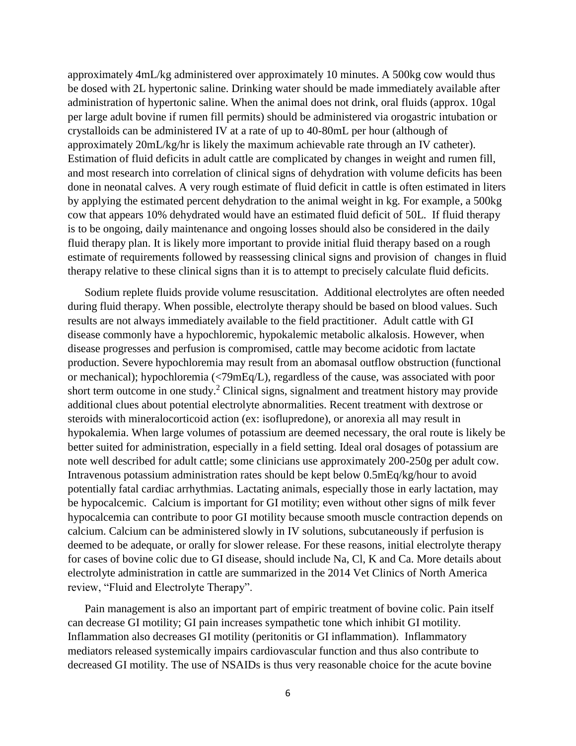approximately 4mL/kg administered over approximately 10 minutes. A 500kg cow would thus be dosed with 2L hypertonic saline. Drinking water should be made immediately available after administration of hypertonic saline. When the animal does not drink, oral fluids (approx. 10gal per large adult bovine if rumen fill permits) should be administered via orogastric intubation or crystalloids can be administered IV at a rate of up to 40-80mL per hour (although of approximately 20mL/kg/hr is likely the maximum achievable rate through an IV catheter). Estimation of fluid deficits in adult cattle are complicated by changes in weight and rumen fill, and most research into correlation of clinical signs of dehydration with volume deficits has been done in neonatal calves. A very rough estimate of fluid deficit in cattle is often estimated in liters by applying the estimated percent dehydration to the animal weight in kg. For example, a 500kg cow that appears 10% dehydrated would have an estimated fluid deficit of 50L. If fluid therapy is to be ongoing, daily maintenance and ongoing losses should also be considered in the daily fluid therapy plan. It is likely more important to provide initial fluid therapy based on a rough estimate of requirements followed by reassessing clinical signs and provision of changes in fluid therapy relative to these clinical signs than it is to attempt to precisely calculate fluid deficits.

Sodium replete fluids provide volume resuscitation. Additional electrolytes are often needed during fluid therapy. When possible, electrolyte therapy should be based on blood values. Such results are not always immediately available to the field practitioner. Adult cattle with GI disease commonly have a hypochloremic, hypokalemic metabolic alkalosis. However, when disease progresses and perfusion is compromised, cattle may become acidotic from lactate production. Severe hypochloremia may result from an abomasal outflow obstruction (functional or mechanical); hypochloremia (<79mEq/L), regardless of the cause, was associated with poor short term outcome in one study.[2] Clinical signs, signalment and treatment history may provide additional clues about potential electrolyte abnormalities. Recent treatment with dextrose or steroids with mineralocorticoid action (ex: isoflupredone), or anorexia all may result in hypokalemia. When large volumes of potassium are deemed necessary, the oral route is likely be better suited for administration, especially in a field setting. Ideal oral dosages of potassium are note well described for adult cattle; some clinicians use approximately 200-250g per adult cow. Intravenous potassium administration rates should be kept below 0.5mEq/kg/hour to avoid potentially fatal cardiac arrhythmias. Lactating animals, especially those in early lactation, may be hypocalcemic. Calcium is important for GI motility; even without other signs of milk fever hypocalcemia can contribute to poor GI motility because smooth muscle contraction depends on calcium. Calcium can be administered slowly in IV solutions, subcutaneously if perfusion is deemed to be adequate, or orally for slower release. For these reasons, initial electrolyte therapy for cases of bovine colic due to GI disease, should include Na, Cl, K and Ca. More details about electrolyte administration in cattle are summarized in the 2014 Vet Clinics of North America review, "Fluid and Electrolyte Therapy".

Pain management is also an important part of empiric treatment of bovine colic. Pain itself can decrease GI motility; GI pain increases sympathetic tone which inhibit GI motility. Inflammation also decreases GI motility (peritonitis or GI inflammation). Inflammatory mediators released systemically impairs cardiovascular function and thus also contribute to decreased GI motility. The use of NSAIDs is thus very reasonable choice for the acute bovine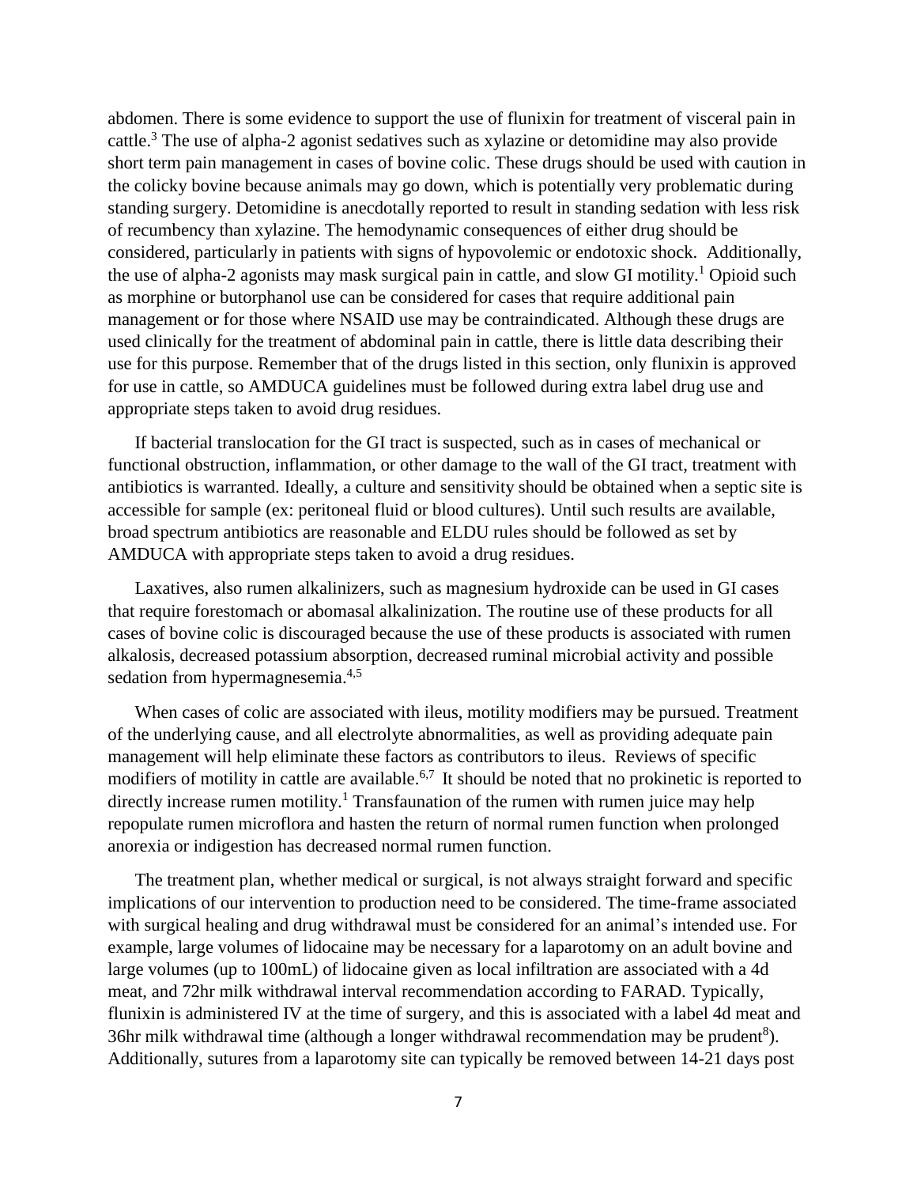abdomen. There is some evidence to support the use of flunixin for treatment of visceral pain in cattle.[3] The use of alpha-2 agonist sedatives such as xylazine or detomidine may also provide short term pain management in cases of bovine colic. These drugs should be used with caution in the colicky bovine because animals may go down, which is potentially very problematic during standing surgery. Detomidine is anecdotally reported to result in standing sedation with less risk of recumbency than xylazine. The hemodynamic consequences of either drug should be considered, particularly in patients with signs of hypovolemic or endotoxic shock. Additionally, the use of alpha-2 agonists may mask surgical pain in cattle, and slow GI motility.[1] Opioid such as morphine or butorphanol use can be considered for cases that require additional pain management or for those where NSAID use may be contraindicated. Although these drugs are used clinically for the treatment of abdominal pain in cattle, there is little data describing their use for this purpose. Remember that of the drugs listed in this section, only flunixin is approved for use in cattle, so AMDUCA guidelines must be followed during extra label drug use and appropriate steps taken to avoid drug residues.

If bacterial translocation for the GI tract is suspected, such as in cases of mechanical or functional obstruction, inflammation, or other damage to the wall of the GI tract, treatment with antibiotics is warranted. Ideally, a culture and sensitivity should be obtained when a septic site is accessible for sample (ex: peritoneal fluid or blood cultures). Until such results are available, broad spectrum antibiotics are reasonable and ELDU rules should be followed as set by AMDUCA with appropriate steps taken to avoid a drug residues.

Laxatives, also rumen alkalinizers, such as magnesium hydroxide can be used in GI cases that require forestomach or abomasal alkalinization. The routine use of these products for all cases of bovine colic is discouraged because the use of these products is associated with rumen alkalosis, decreased potassium absorption, decreased ruminal microbial activity and possible sedation from hypermagnesemia.[4,5]

When cases of colic are associated with ileus, motility modifiers may be pursued. Treatment of the underlying cause, and all electrolyte abnormalities, as well as providing adequate pain management will help eliminate these factors as contributors to ileus. Reviews of specific modifiers of motility in cattle are available.[6,7] It should be noted that no prokinetic is reported to directly increase rumen motility.[1] Transfaunation of the rumen with rumen juice may help repopulate rumen microflora and hasten the return of normal rumen function when prolonged anorexia or indigestion has decreased normal rumen function.

The treatment plan, whether medical or surgical, is not always straight forward and specific implications of our intervention to production need to be considered. The time-frame associated with surgical healing and drug withdrawal must be considered for an animal's intended use. For example, large volumes of lidocaine may be necessary for a laparotomy on an adult bovine and large volumes (up to 100mL) of lidocaine given as local infiltration are associated with a 4d meat, and 72hr milk withdrawal interval recommendation according to FARAD. Typically, flunixin is administered IV at the time of surgery, and this is associated with a label 4d meat and 36hr milk withdrawal time (although a longer withdrawal recommendation may be prudent[8]). Additionally, sutures from a laparotomy site can typically be removed between 14-21 days post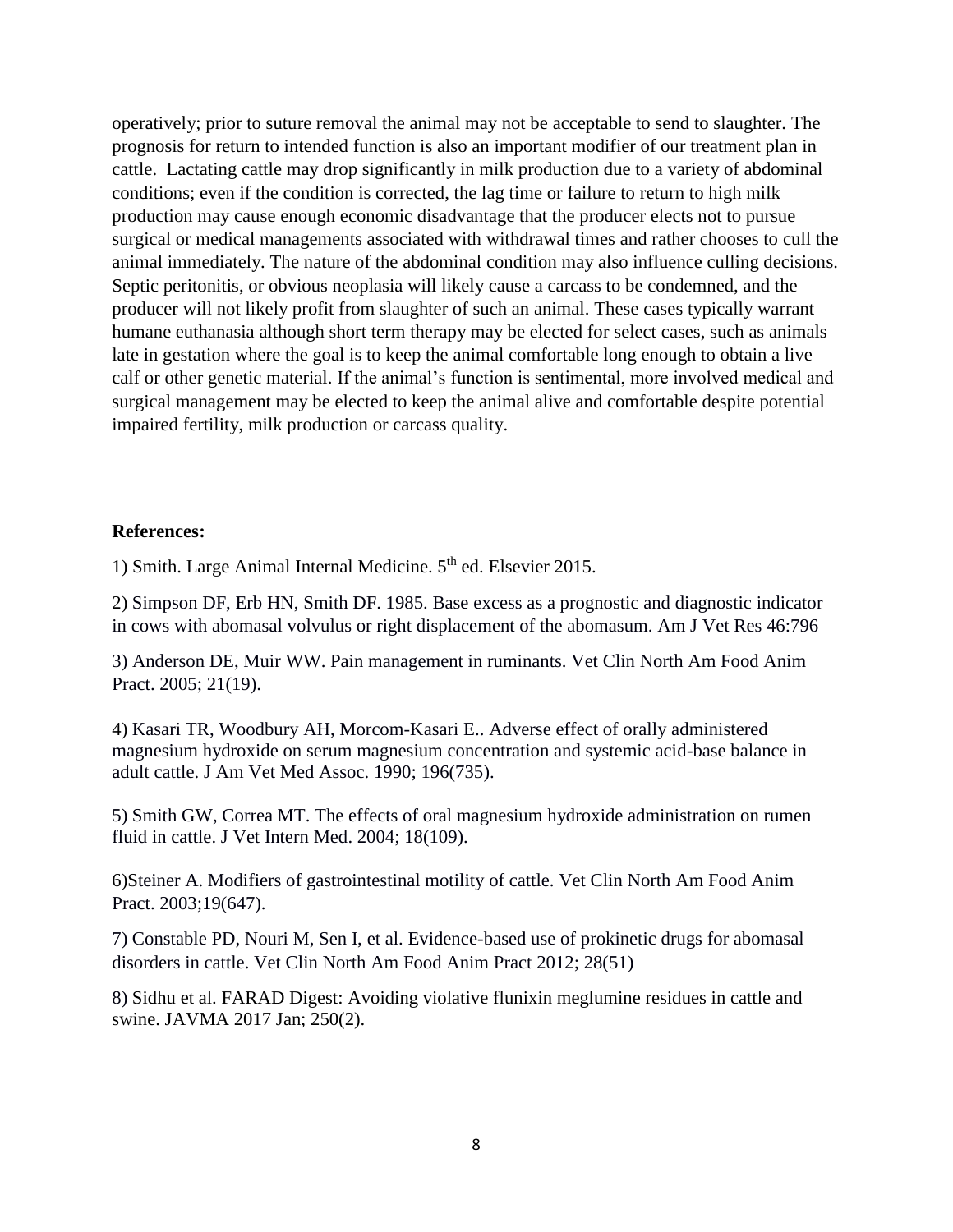operatively; prior to suture removal the animal may not be acceptable to send to slaughter. The prognosis for return to intended function is also an important modifier of our treatment plan in cattle. Lactating cattle may drop significantly in milk production due to a variety of abdominal conditions; even if the condition is corrected, the lag time or failure to return to high milk production may cause enough economic disadvantage that the producer elects not to pursue surgical or medical managements associated with withdrawal times and rather chooses to cull the animal immediately. The nature of the abdominal condition may also influence culling decisions. Septic peritonitis, or obvious neoplasia will likely cause a carcass to be condemned, and the producer will not likely profit from slaughter of such an animal. These cases typically warrant humane euthanasia although short term therapy may be elected for select cases, such as animals late in gestation where the goal is to keep the animal comfortable long enough to obtain a live calf or other genetic material. If the animal's function is sentimental, more involved medical and surgical management may be elected to keep the animal alive and comfortable despite potential impaired fertility, milk production or carcass quality.

**References:**

1) Smith. Large Animal Internal Medicine. 5th ed. Elsevier 2015.

2) Simpson DF, Erb HN, Smith DF. 1985. Base excess as a prognostic and diagnostic indicator in cows with abomasal volvulus or right displacement of the abomasum. Am J Vet Res 46:796

3) Anderson DE, Muir WW. Pain management in ruminants. Vet Clin North Am Food Anim Pract. 2005; 21(19).

4) Kasari TR, Woodbury AH, Morcom-Kasari E.. Adverse effect of orally administered magnesium hydroxide on serum magnesium concentration and systemic acid-base balance in adult cattle. J Am Vet Med Assoc. 1990; 196(735).

5) Smith GW, Correa MT. The effects of oral magnesium hydroxide administration on rumen fluid in cattle. J Vet Intern Med. 2004; 18(109).

6)Steiner A. Modifiers of gastrointestinal motility of cattle. Vet Clin North Am Food Anim Pract. 2003;19(647).

7) Constable PD, Nouri M, Sen I, et al. Evidence-based use of prokinetic drugs for abomasal disorders in cattle. Vet Clin North Am Food Anim Pract 2012; 28(51)

8) Sidhu et al. FARAD Digest: Avoiding violative flunixin meglumine residues in cattle and swine. JAVMA 2017 Jan; 250(2).